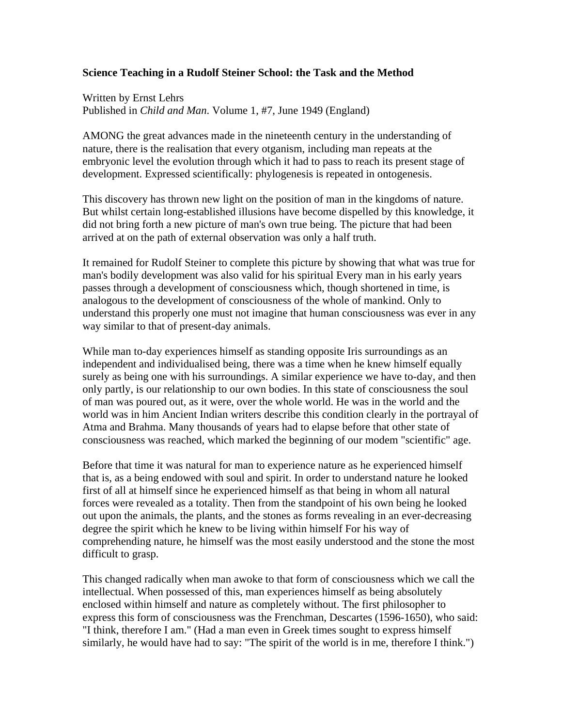**Science Teaching in a Rudolf Steiner School: the Task and the Method**

Written by Ernst Lehrs
Published in *Child and Man*. Volume 1, #7, June 1949 (England)

AMONG the great advances made in the nineteenth century in the understanding of nature, there is the realisation that every otganism, including man repeats at the embryonic level the evolution through which it had to pass to reach its present stage of development. Expressed scientifically: phylogenesis is repeated in ontogenesis.

This discovery has thrown new light on the position of man in the kingdoms of nature. But whilst certain long-established illusions have become dispelled by this knowledge, it did not bring forth a new picture of man's own true being. The picture that had been arrived at on the path of external observation was only a half truth.

It remained for Rudolf Steiner to complete this picture by showing that what was true for man's bodily development was also valid for his spiritual Every man in his early years passes through a development of consciousness which, though shortened in time, is analogous to the development of consciousness of the whole of mankind. Only to understand this properly one must not imagine that human consciousness was ever in any way similar to that of present-day animals.

While man to-day experiences himself as standing opposite Iris surroundings as an independent and individualised being, there was a time when he knew himself equally surely as being one with his surroundings. A similar experience we have to-day, and then only partly, is our relationship to our own bodies. In this state of consciousness the soul of man was poured out, as it were, over the whole world. He was in the world and the world was in him Ancient Indian writers describe this condition clearly in the portrayal of Atma and Brahma. Many thousands of years had to elapse before that other state of consciousness was reached, which marked the beginning of our modem "scientific" age.

Before that time it was natural for man to experience nature as he experienced himself that is, as a being endowed with soul and spirit. In order to understand nature he looked first of all at himself since he experienced himself as that being in whom all natural forces were revealed as a totality. Then from the standpoint of his own being he looked out upon the animals, the plants, and the stones as forms revealing in an ever-decreasing degree the spirit which he knew to be living within himself For his way of comprehending nature, he himself was the most easily understood and the stone the most difficult to grasp.

This changed radically when man awoke to that form of consciousness which we call the intellectual. When possessed of this, man experiences himself as being absolutely enclosed within himself and nature as completely without. The first philosopher to express this form of consciousness was the Frenchman, Descartes (1596-1650), who said: "I think, therefore I am." (Had a man even in Greek times sought to express himself similarly, he would have had to say: "The spirit of the world is in me, therefore I think.")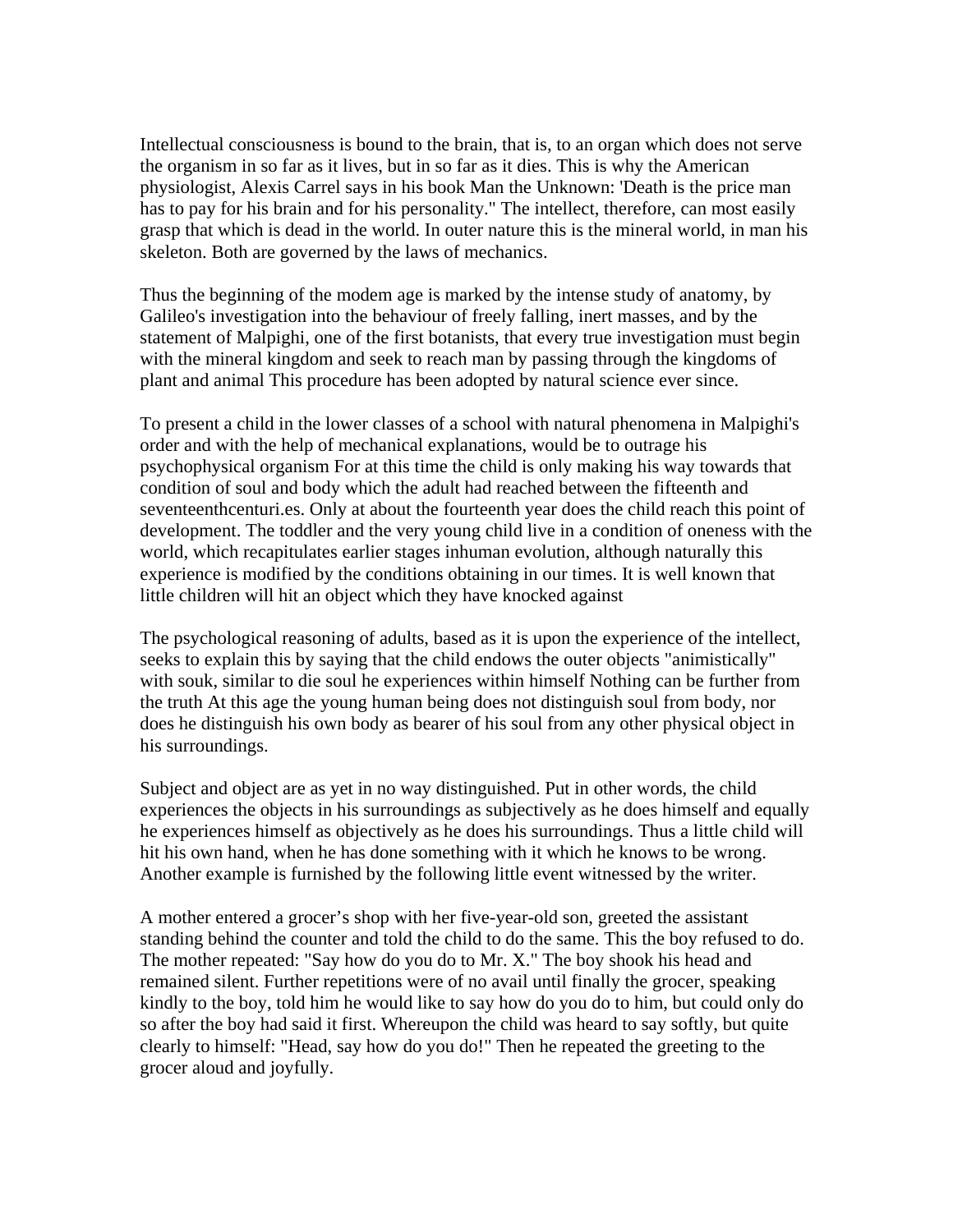Intellectual consciousness is bound to the brain, that is, to an organ which does not serve the organism in so far as it lives, but in so far as it dies. This is why the American physiologist, Alexis Carrel says in his book Man the Unknown: 'Death is the price man has to pay for his brain and for his personality." The intellect, therefore, can most easily grasp that which is dead in the world. In outer nature this is the mineral world, in man his skeleton. Both are governed by the laws of mechanics.

Thus the beginning of the modem age is marked by the intense study of anatomy, by Galileo's investigation into the behaviour of freely falling, inert masses, and by the statement of Malpighi, one of the first botanists, that every true investigation must begin with the mineral kingdom and seek to reach man by passing through the kingdoms of plant and animal This procedure has been adopted by natural science ever since.

To present a child in the lower classes of a school with natural phenomena in Malpighi's order and with the help of mechanical explanations, would be to outrage his psychophysical organism For at this time the child is only making his way towards that condition of soul and body which the adult had reached between the fifteenth and seventeenthcenturi.es. Only at about the fourteenth year does the child reach this point of development. The toddler and the very young child live in a condition of oneness with the world, which recapitulates earlier stages inhuman evolution, although naturally this experience is modified by the conditions obtaining in our times. It is well known that little children will hit an object which they have knocked against

The psychological reasoning of adults, based as it is upon the experience of the intellect, seeks to explain this by saying that the child endows the outer objects "animistically" with souk, similar to die soul he experiences within himself Nothing can be further from the truth At this age the young human being does not distinguish soul from body, nor does he distinguish his own body as bearer of his soul from any other physical object in his surroundings.

Subject and object are as yet in no way distinguished. Put in other words, the child experiences the objects in his surroundings as subjectively as he does himself and equally he experiences himself as objectively as he does his surroundings. Thus a little child will hit his own hand, when he has done something with it which he knows to be wrong. Another example is furnished by the following little event witnessed by the writer.

A mother entered a grocer's shop with her five-year-old son, greeted the assistant standing behind the counter and told the child to do the same. This the boy refused to do. The mother repeated: "Say how do you do to Mr. X." The boy shook his head and remained silent. Further repetitions were of no avail until finally the grocer, speaking kindly to the boy, told him he would like to say how do you do to him, but could only do so after the boy had said it first. Whereupon the child was heard to say softly, but quite clearly to himself: "Head, say how do you do!" Then he repeated the greeting to the grocer aloud and joyfully.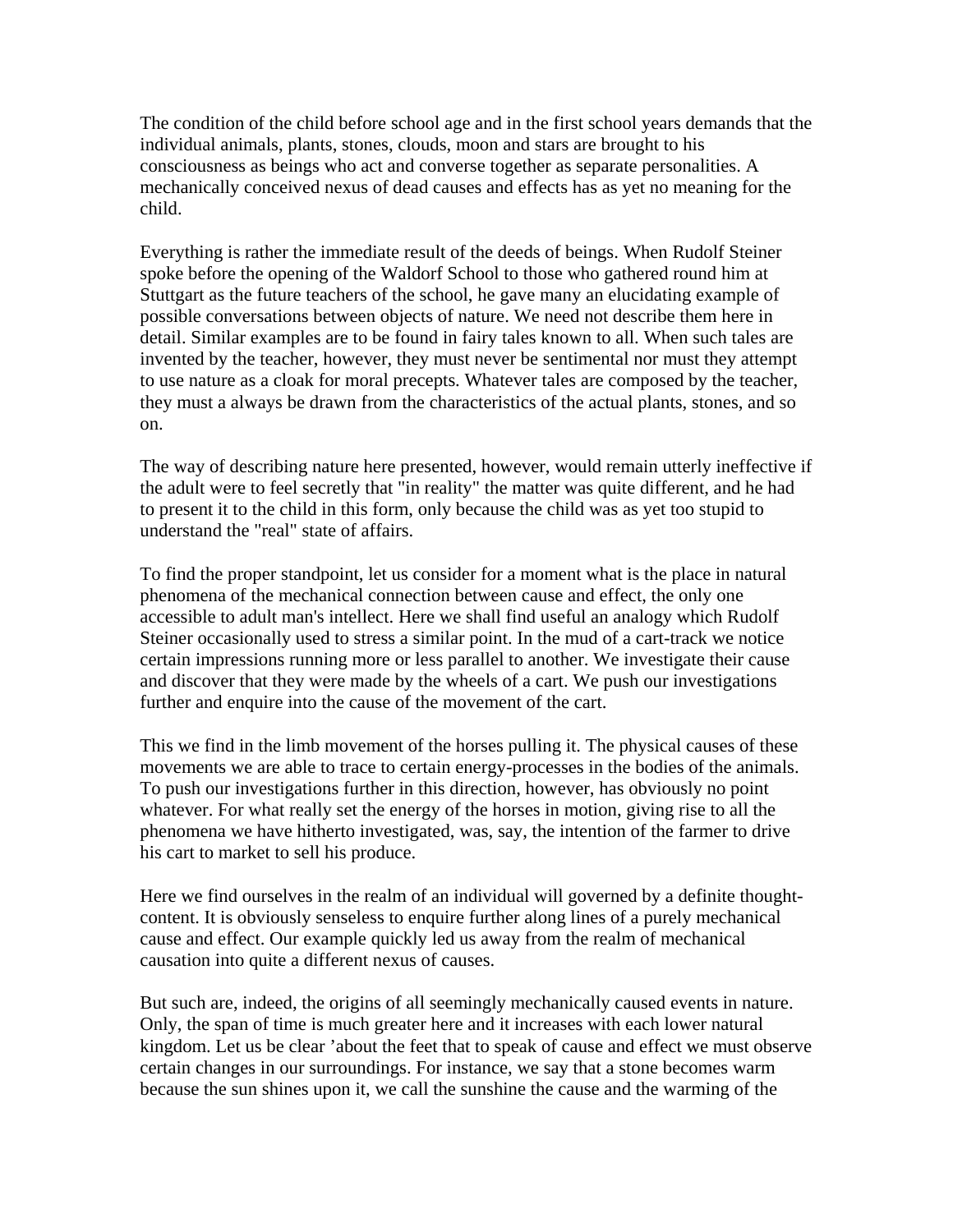The condition of the child before school age and in the first school years demands that the individual animals, plants, stones, clouds, moon and stars are brought to his consciousness as beings who act and converse together as separate personalities. A mechanically conceived nexus of dead causes and effects has as yet no meaning for the child.

Everything is rather the immediate result of the deeds of beings. When Rudolf Steiner spoke before the opening of the Waldorf School to those who gathered round him at Stuttgart as the future teachers of the school, he gave many an elucidating example of possible conversations between objects of nature. We need not describe them here in detail. Similar examples are to be found in fairy tales known to all. When such tales are invented by the teacher, however, they must never be sentimental nor must they attempt to use nature as a cloak for moral precepts. Whatever tales are composed by the teacher, they must a always be drawn from the characteristics of the actual plants, stones, and so on.

The way of describing nature here presented, however, would remain utterly ineffective if the adult were to feel secretly that "in reality" the matter was quite different, and he had to present it to the child in this form, only because the child was as yet too stupid to understand the "real" state of affairs.

To find the proper standpoint, let us consider for a moment what is the place in natural phenomena of the mechanical connection between cause and effect, the only one accessible to adult man's intellect. Here we shall find useful an analogy which Rudolf Steiner occasionally used to stress a similar point. In the mud of a cart-track we notice certain impressions running more or less parallel to another. We investigate their cause and discover that they were made by the wheels of a cart. We push our investigations further and enquire into the cause of the movement of the cart.

This we find in the limb movement of the horses pulling it. The physical causes of these movements we are able to trace to certain energy-processes in the bodies of the animals. To push our investigations further in this direction, however, has obviously no point whatever. For what really set the energy of the horses in motion, giving rise to all the phenomena we have hitherto investigated, was, say, the intention of the farmer to drive his cart to market to sell his produce.

Here we find ourselves in the realm of an individual will governed by a definite thought-content. It is obviously senseless to enquire further along lines of a purely mechanical cause and effect. Our example quickly led us away from the realm of mechanical causation into quite a different nexus of causes.

But such are, indeed, the origins of all seemingly mechanically caused events in nature. Only, the span of time is much greater here and it increases with each lower natural kingdom. Let us be clear 'about the feet that to speak of cause and effect we must observe certain changes in our surroundings. For instance, we say that a stone becomes warm because the sun shines upon it, we call the sunshine the cause and the warming of the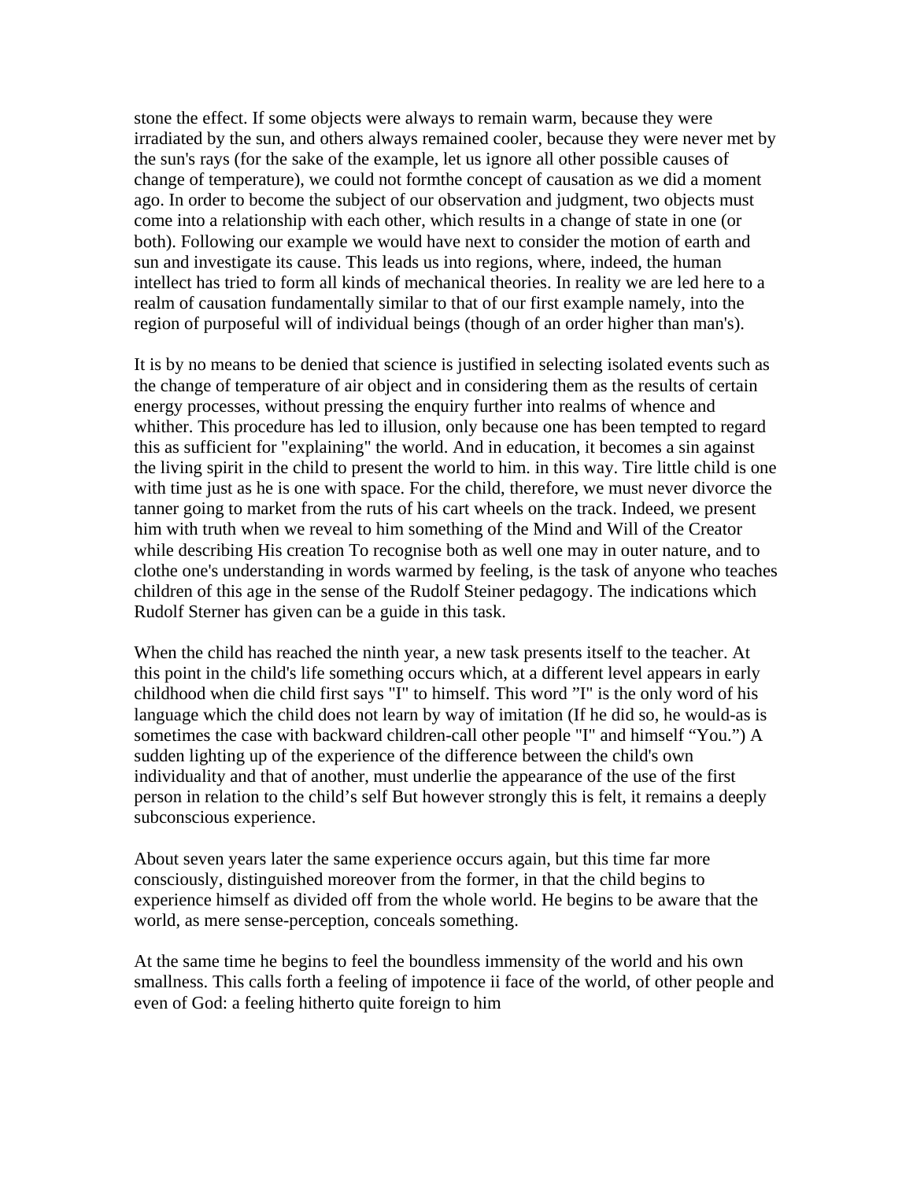stone the effect. If some objects were always to remain warm, because they were irradiated by the sun, and others always remained cooler, because they were never met by the sun's rays (for the sake of the example, let us ignore all other possible causes of change of temperature), we could not formthe concept of causation as we did a moment ago. In order to become the subject of our observation and judgment, two objects must come into a relationship with each other, which results in a change of state in one (or both). Following our example we would have next to consider the motion of earth and sun and investigate its cause. This leads us into regions, where, indeed, the human intellect has tried to form all kinds of mechanical theories. In reality we are led here to a realm of causation fundamentally similar to that of our first example namely, into the region of purposeful will of individual beings (though of an order higher than man's).

It is by no means to be denied that science is justified in selecting isolated events such as the change of temperature of air object and in considering them as the results of certain energy processes, without pressing the enquiry further into realms of whence and whither. This procedure has led to illusion, only because one has been tempted to regard this as sufficient for "explaining" the world. And in education, it becomes a sin against the living spirit in the child to present the world to him. in this way. Tire little child is one with time just as he is one with space. For the child, therefore, we must never divorce the tanner going to market from the ruts of his cart wheels on the track. Indeed, we present him with truth when we reveal to him something of the Mind and Will of the Creator while describing His creation To recognise both as well one may in outer nature, and to clothe one's understanding in words warmed by feeling, is the task of anyone who teaches children of this age in the sense of the Rudolf Steiner pedagogy. The indications which Rudolf Sterner has given can be a guide in this task.

When the child has reached the ninth year, a new task presents itself to the teacher. At this point in the child's life something occurs which, at a different level appears in early childhood when die child first says "I" to himself. This word "I" is the only word of his language which the child does not learn by way of imitation (If he did so, he would-as is sometimes the case with backward children-call other people "I" and himself "You.") A sudden lighting up of the experience of the difference between the child's own individuality and that of another, must underlie the appearance of the use of the first person in relation to the child's self But however strongly this is felt, it remains a deeply subconscious experience.

About seven years later the same experience occurs again, but this time far more consciously, distinguished moreover from the former, in that the child begins to experience himself as divided off from the whole world. He begins to be aware that the world, as mere sense-perception, conceals something.

At the same time he begins to feel the boundless immensity of the world and his own smallness. This calls forth a feeling of impotence ii face of the world, of other people and even of God: a feeling hitherto quite foreign to him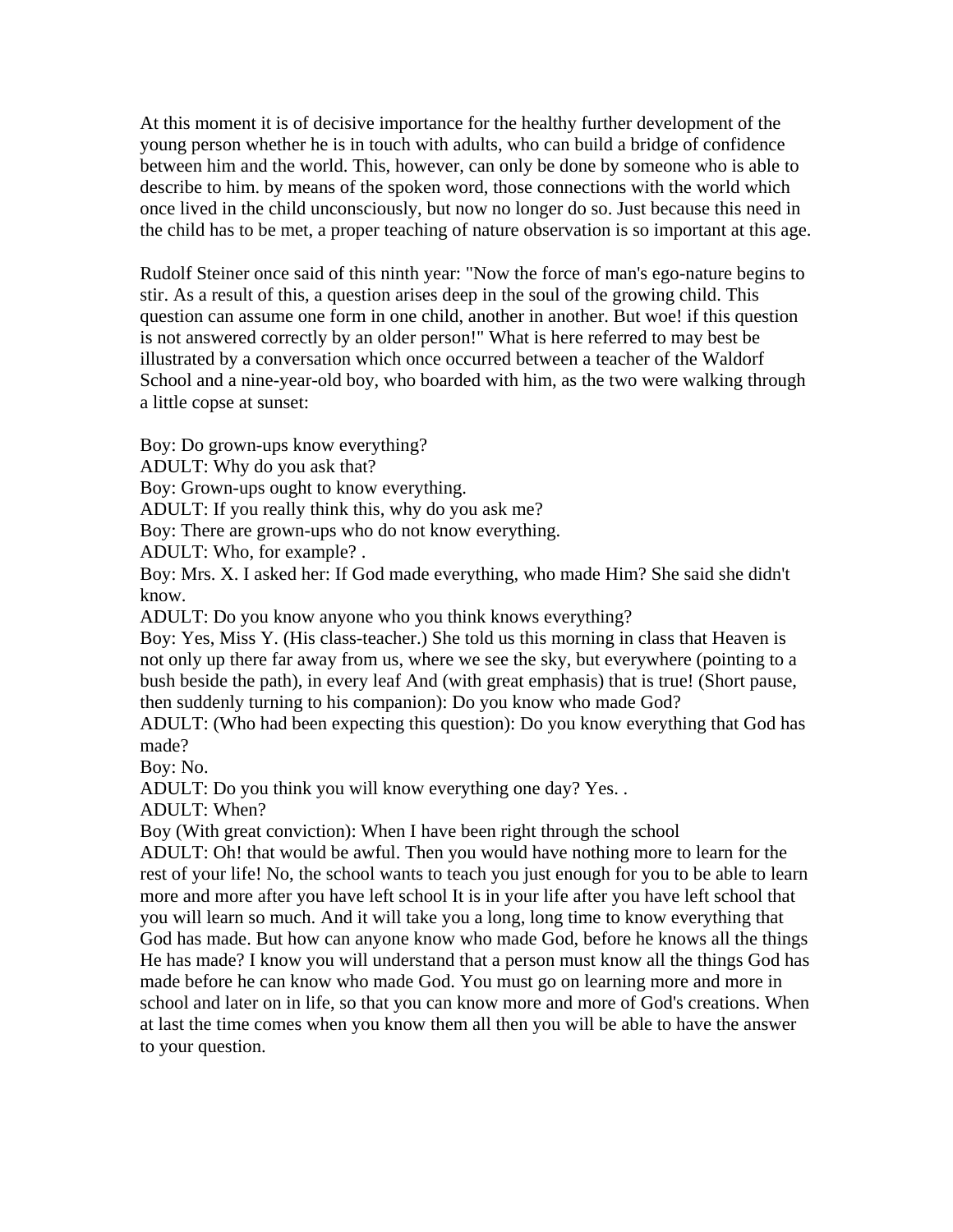At this moment it is of decisive importance for the healthy further development of the young person whether he is in touch with adults, who can build a bridge of confidence between him and the world. This, however, can only be done by someone who is able to describe to him. by means of the spoken word, those connections with the world which once lived in the child unconsciously, but now no longer do so. Just because this need in the child has to be met, a proper teaching of nature observation is so important at this age.

Rudolf Steiner once said of this ninth year: "Now the force of man's ego-nature begins to stir. As a result of this, a question arises deep in the soul of the growing child. This question can assume one form in one child, another in another. But woe! if this question is not answered correctly by an older person!" What is here referred to may best be illustrated by a conversation which once occurred between a teacher of the Waldorf School and a nine-year-old boy, who boarded with him, as the two were walking through a little copse at sunset:

Boy: Do grown-ups know everything?
ADULT: Why do you ask that?
Boy: Grown-ups ought to know everything.
ADULT: If you really think this, why do you ask me?
Boy: There are grown-ups who do not know everything.
ADULT: Who, for example? .
Boy: Mrs. X. I asked her: If God made everything, who made Him? She said she didn't know.
ADULT: Do you know anyone who you think knows everything?
Boy: Yes, Miss Y. (His class-teacher.) She told us this morning in class that Heaven is not only up there far away from us, where we see the sky, but everywhere (pointing to a bush beside the path), in every leaf And (with great emphasis) that is true! (Short pause, then suddenly turning to his companion): Do you know who made God?
ADULT: (Who had been expecting this question): Do you know everything that God has made?
Boy: No.
ADULT: Do you think you will know everything one day? Yes. .
ADULT: When?
Boy (With great conviction): When I have been right through the school
ADULT: Oh! that would be awful. Then you would have nothing more to learn for the rest of your life! No, the school wants to teach you just enough for you to be able to learn more and more after you have left school It is in your life after you have left school that you will learn so much. And it will take you a long, long time to know everything that God has made. But how can anyone know who made God, before he knows all the things He has made? I know you will understand that a person must know all the things God has made before he can know who made God. You must go on learning more and more in school and later on in life, so that you can know more and more of God's creations. When at last the time comes when you know them all then you will be able to have the answer to your question.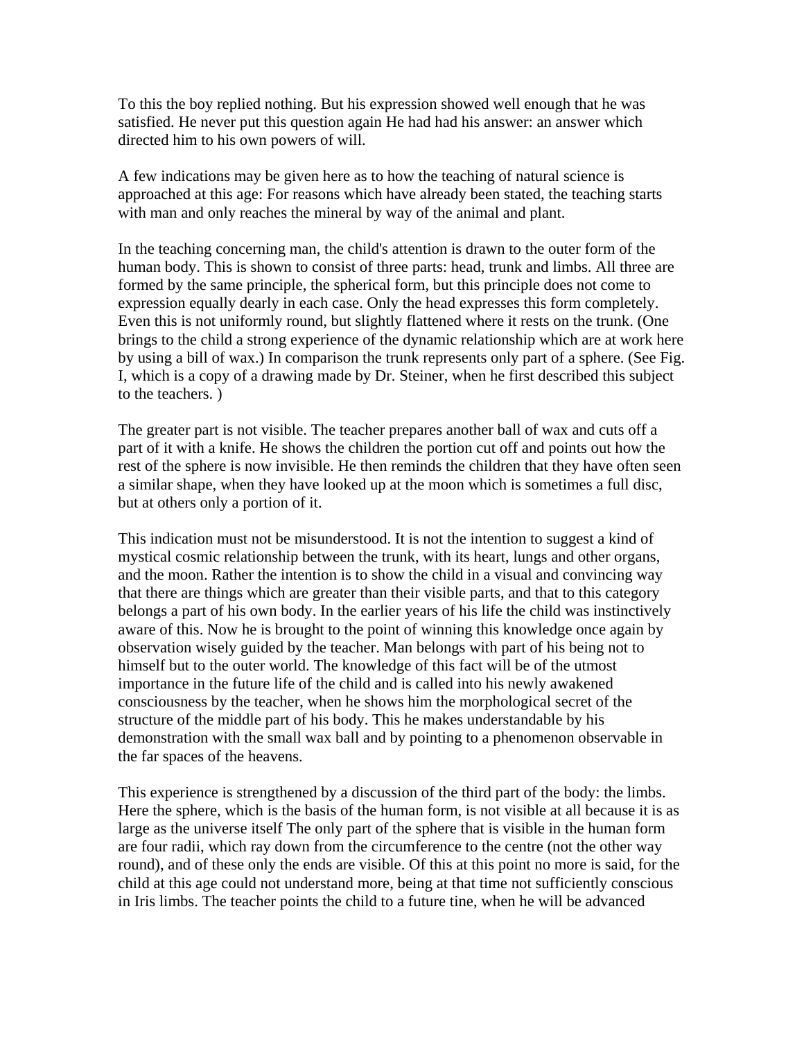To this the boy replied nothing. But his expression showed well enough that he was satisfied. He never put this question again He had had his answer: an answer which directed him to his own powers of will.

A few indications may be given here as to how the teaching of natural science is approached at this age: For reasons which have already been stated, the teaching starts with man and only reaches the mineral by way of the animal and plant.

In the teaching concerning man, the child's attention is drawn to the outer form of the human body. This is shown to consist of three parts: head, trunk and limbs. All three are formed by the same principle, the spherical form, but this principle does not come to expression equally dearly in each case. Only the head expresses this form completely. Even this is not uniformly round, but slightly flattened where it rests on the trunk. (One brings to the child a strong experience of the dynamic relationship which are at work here by using a bill of wax.) In comparison the trunk represents only part of a sphere. (See Fig. I, which is a copy of a drawing made by Dr. Steiner, when he first described this subject to the teachers. )

The greater part is not visible. The teacher prepares another ball of wax and cuts off a part of it with a knife. He shows the children the portion cut off and points out how the rest of the sphere is now invisible. He then reminds the children that they have often seen a similar shape, when they have looked up at the moon which is sometimes a full disc, but at others only a portion of it.

This indication must not be misunderstood. It is not the intention to suggest a kind of mystical cosmic relationship between the trunk, with its heart, lungs and other organs, and the moon. Rather the intention is to show the child in a visual and convincing way that there are things which are greater than their visible parts, and that to this category belongs a part of his own body. In the earlier years of his life the child was instinctively aware of this. Now he is brought to the point of winning this knowledge once again by observation wisely guided by the teacher. Man belongs with part of his being not to himself but to the outer world. The knowledge of this fact will be of the utmost importance in the future life of the child and is called into his newly awakened consciousness by the teacher, when he shows him the morphological secret of the structure of the middle part of his body. This he makes understandable by his demonstration with the small wax ball and by pointing to a phenomenon observable in the far spaces of the heavens.

This experience is strengthened by a discussion of the third part of the body: the limbs. Here the sphere, which is the basis of the human form, is not visible at all because it is as large as the universe itself The only part of the sphere that is visible in the human form are four radii, which ray down from the circumference to the centre (not the other way round), and of these only the ends are visible. Of this at this point no more is said, for the child at this age could not understand more, being at that time not sufficiently conscious in Iris limbs. The teacher points the child to a future tine, when he will be advanced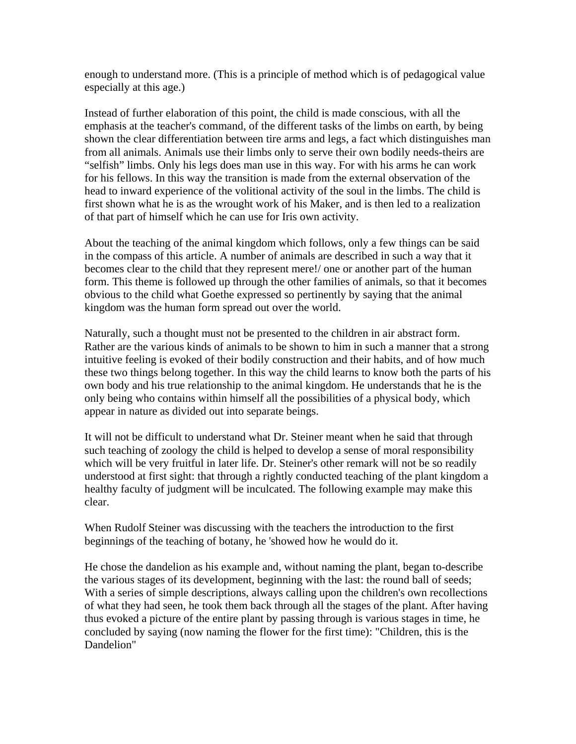enough to understand more. (This is a principle of method which is of pedagogical value especially at this age.)

Instead of further elaboration of this point, the child is made conscious, with all the emphasis at the teacher's command, of the different tasks of the limbs on earth, by being shown the clear differentiation between tire arms and legs, a fact which distinguishes man from all animals. Animals use their limbs only to serve their own bodily needs-theirs are "selfish" limbs. Only his legs does man use in this way. For with his arms he can work for his fellows. In this way the transition is made from the external observation of the head to inward experience of the volitional activity of the soul in the limbs. The child is first shown what he is as the wrought work of his Maker, and is then led to a realization of that part of himself which he can use for Iris own activity.

About the teaching of the animal kingdom which follows, only a few things can be said in the compass of this article. A number of animals are described in such a way that it becomes clear to the child that they represent mere!/ one or another part of the human form. This theme is followed up through the other families of animals, so that it becomes obvious to the child what Goethe expressed so pertinently by saying that the animal kingdom was the human form spread out over the world.

Naturally, such a thought must not be presented to the children in air abstract form. Rather are the various kinds of animals to be shown to him in such a manner that a strong intuitive feeling is evoked of their bodily construction and their habits, and of how much these two things belong together. In this way the child learns to know both the parts of his own body and his true relationship to the animal kingdom. He understands that he is the only being who contains within himself all the possibilities of a physical body, which appear in nature as divided out into separate beings.

It will not be difficult to understand what Dr. Steiner meant when he said that through such teaching of zoology the child is helped to develop a sense of moral responsibility which will be very fruitful in later life. Dr. Steiner's other remark will not be so readily understood at first sight: that through a rightly conducted teaching of the plant kingdom a healthy faculty of judgment will be inculcated. The following example may make this clear.

When Rudolf Steiner was discussing with the teachers the introduction to the first beginnings of the teaching of botany, he 'showed how he would do it.

He chose the dandelion as his example and, without naming the plant, began to-describe the various stages of its development, beginning with the last: the round ball of seeds; With a series of simple descriptions, always calling upon the children's own recollections of what they had seen, he took them back through all the stages of the plant. After having thus evoked a picture of the entire plant by passing through is various stages in time, he concluded by saying (now naming the flower for the first time): "Children, this is the Dandelion"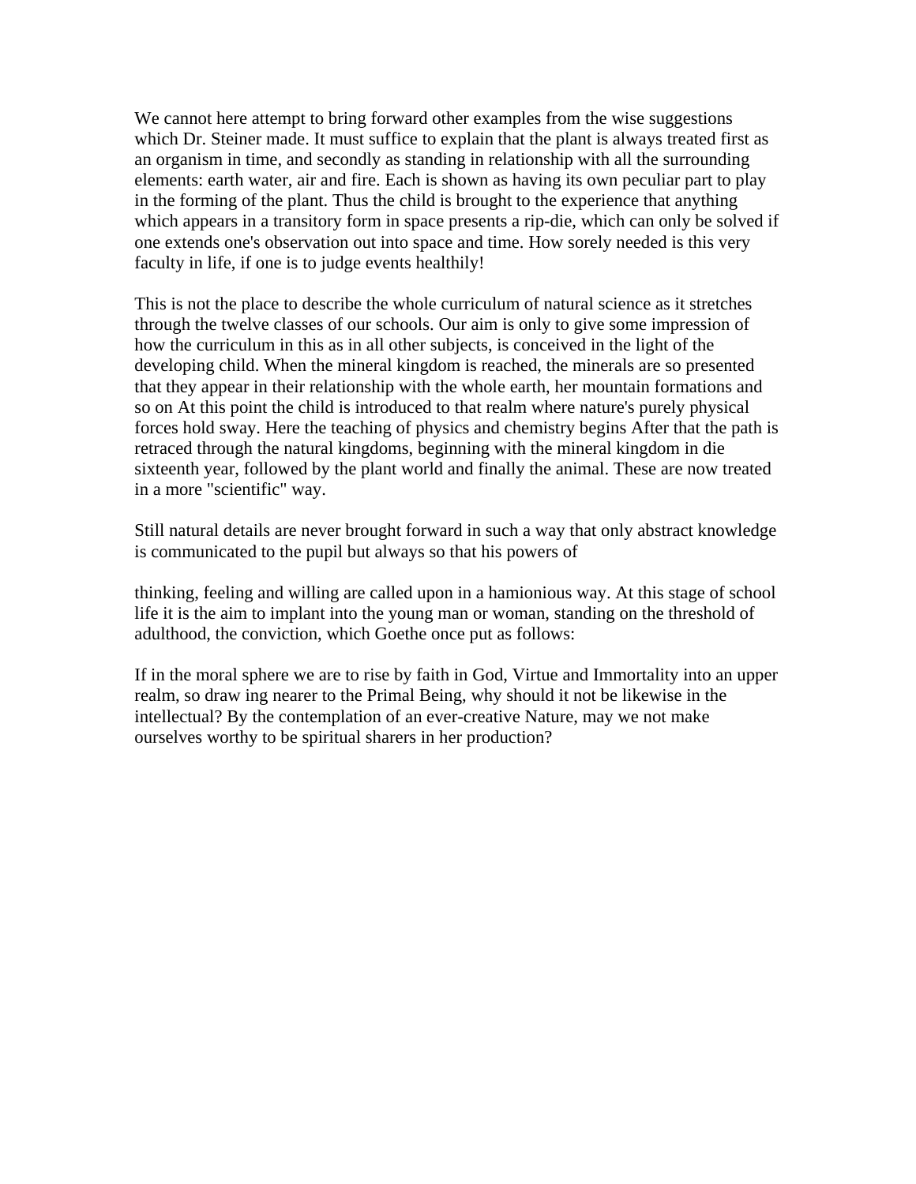We cannot here attempt to bring forward other examples from the wise suggestions which Dr. Steiner made. It must suffice to explain that the plant is always treated first as an organism in time, and secondly as standing in relationship with all the surrounding elements: earth water, air and fire. Each is shown as having its own peculiar part to play in the forming of the plant. Thus the child is brought to the experience that anything which appears in a transitory form in space presents a rip-die, which can only be solved if one extends one's observation out into space and time. How sorely needed is this very faculty in life, if one is to judge events healthily!

This is not the place to describe the whole curriculum of natural science as it stretches through the twelve classes of our schools. Our aim is only to give some impression of how the curriculum in this as in all other subjects, is conceived in the light of the developing child. When the mineral kingdom is reached, the minerals are so presented that they appear in their relationship with the whole earth, her mountain formations and so on At this point the child is introduced to that realm where nature's purely physical forces hold sway. Here the teaching of physics and chemistry begins After that the path is retraced through the natural kingdoms, beginning with the mineral kingdom in die sixteenth year, followed by the plant world and finally the animal. These are now treated in a more "scientific" way.

Still natural details are never brought forward in such a way that only abstract knowledge is communicated to the pupil but always so that his powers of thinking, feeling and willing are called upon in a hamionious way. At this stage of school life it is the aim to implant into the young man or woman, standing on the threshold of adulthood, the conviction, which Goethe once put as follows:

If in the moral sphere we are to rise by faith in God, Virtue and Immortality into an upper realm, so draw ing nearer to the Primal Being, why should it not be likewise in the intellectual? By the contemplation of an ever-creative Nature, may we not make ourselves worthy to be spiritual sharers in her production?